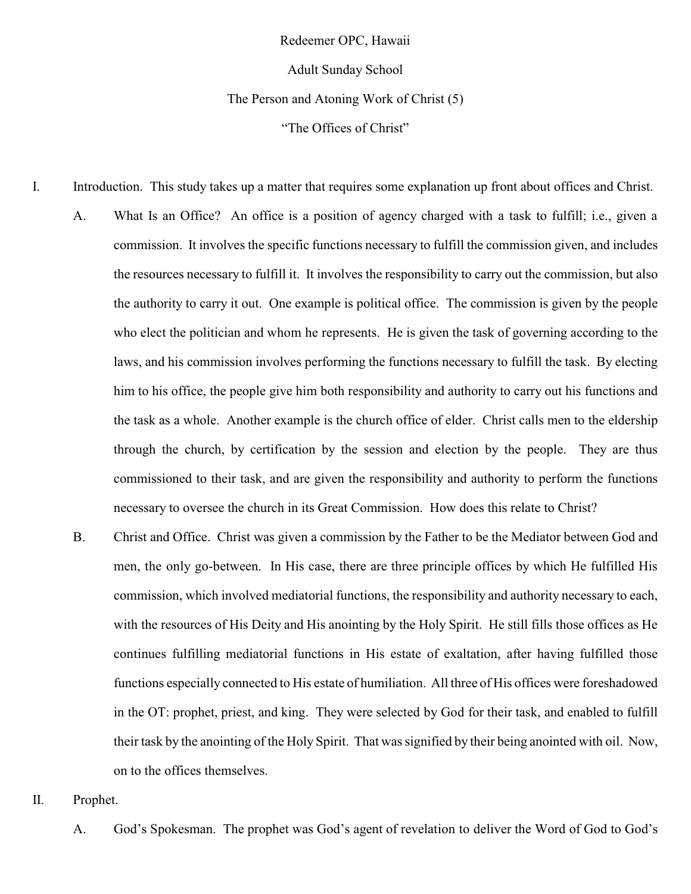Redeemer OPC, Hawaii

Adult Sunday School

The Person and Atoning Work of Christ (5)

"The Offices of Christ"

I. Introduction. This study takes up a matter that requires some explanation up front about offices and Christ.

   A. What Is an Office? An office is a position of agency charged with a task to fulfill; i.e., given a commission. It involves the specific functions necessary to fulfill the commission given, and includes the resources necessary to fulfill it. It involves the responsibility to carry out the commission, but also the authority to carry it out. One example is political office. The commission is given by the people who elect the politician and whom he represents. He is given the task of governing according to the laws, and his commission involves performing the functions necessary to fulfill the task. By electing him to his office, the people give him both responsibility and authority to carry out his functions and the task as a whole. Another example is the church office of elder. Christ calls men to the eldership through the church, by certification by the session and election by the people. They are thus commissioned to their task, and are given the responsibility and authority to perform the functions necessary to oversee the church in its Great Commission. How does this relate to Christ?

   B. Christ and Office. Christ was given a commission by the Father to be the Mediator between God and men, the only go-between. In His case, there are three principle offices by which He fulfilled His commission, which involved mediatorial functions, the responsibility and authority necessary to each, with the resources of His Deity and His anointing by the Holy Spirit. He still fills those offices as He continues fulfilling mediatorial functions in His estate of exaltation, after having fulfilled those functions especially connected to His estate of humiliation. All three of His offices were foreshadowed in the OT: prophet, priest, and king. They were selected by God for their task, and enabled to fulfill their task by the anointing of the Holy Spirit. That was signified by their being anointed with oil. Now, on to the offices themselves.

II. Prophet.

   A. God's Spokesman. The prophet was God's agent of revelation to deliver the Word of God to God's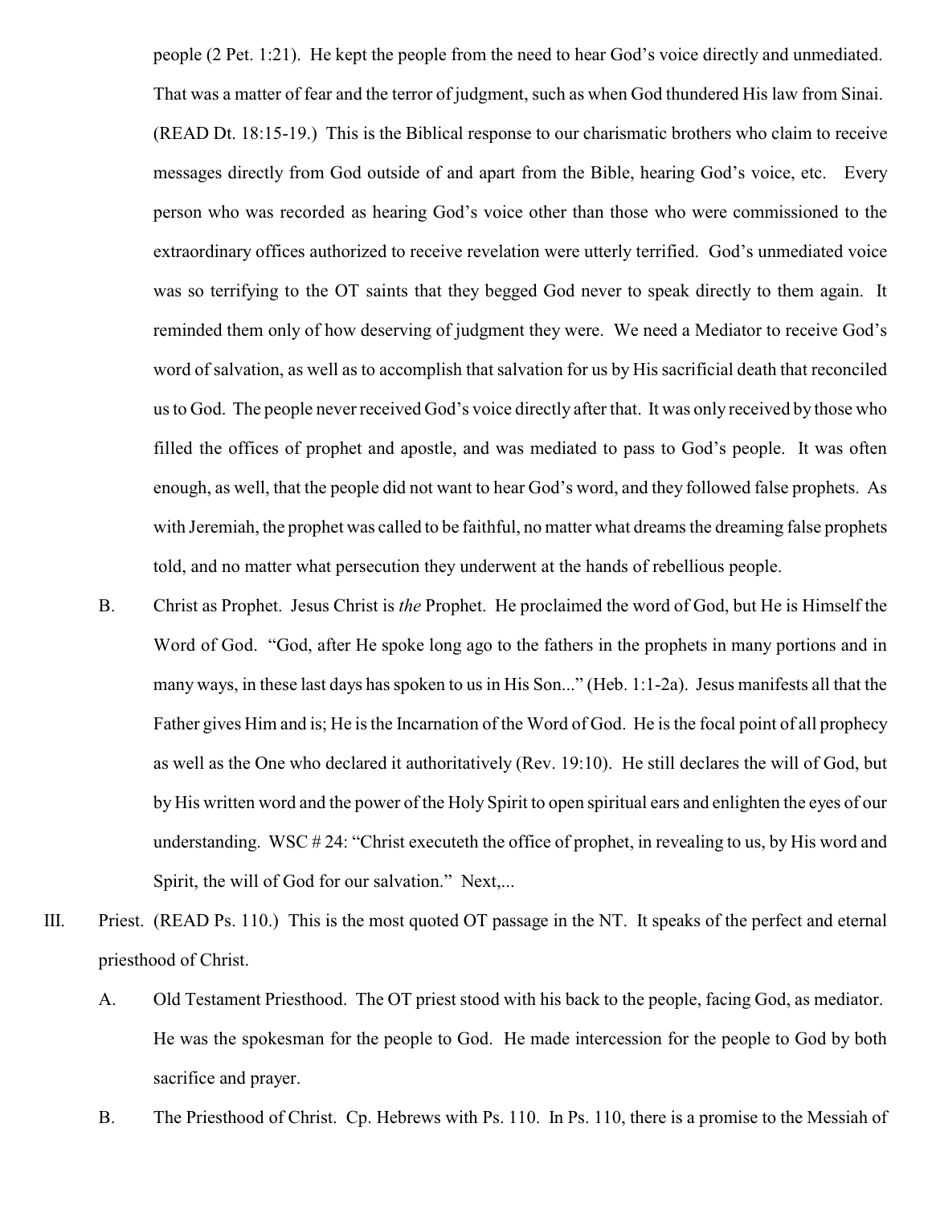people (2 Pet. 1:21). He kept the people from the need to hear God's voice directly and unmediated. That was a matter of fear and the terror of judgment, such as when God thundered His law from Sinai. (READ Dt. 18:15-19.) This is the Biblical response to our charismatic brothers who claim to receive messages directly from God outside of and apart from the Bible, hearing God's voice, etc. Every person who was recorded as hearing God's voice other than those who were commissioned to the extraordinary offices authorized to receive revelation were utterly terrified. God's unmediated voice was so terrifying to the OT saints that they begged God never to speak directly to them again. It reminded them only of how deserving of judgment they were. We need a Mediator to receive God's word of salvation, as well as to accomplish that salvation for us by His sacrificial death that reconciled us to God. The people never received God's voice directly after that. It was only received by those who filled the offices of prophet and apostle, and was mediated to pass to God's people. It was often enough, as well, that the people did not want to hear God's word, and they followed false prophets. As with Jeremiah, the prophet was called to be faithful, no matter what dreams the dreaming false prophets told, and no matter what persecution they underwent at the hands of rebellious people.

B. Christ as Prophet. Jesus Christ is *the* Prophet. He proclaimed the word of God, but He is Himself the Word of God. "God, after He spoke long ago to the fathers in the prophets in many portions and in many ways, in these last days has spoken to us in His Son..." (Heb. 1:1-2a). Jesus manifests all that the Father gives Him and is; He is the Incarnation of the Word of God. He is the focal point of all prophecy as well as the One who declared it authoritatively (Rev. 19:10). He still declares the will of God, but by His written word and the power of the Holy Spirit to open spiritual ears and enlighten the eyes of our understanding. WSC # 24: "Christ executeth the office of prophet, in revealing to us, by His word and Spirit, the will of God for our salvation." Next,...

III. Priest. (READ Ps. 110.) This is the most quoted OT passage in the NT. It speaks of the perfect and eternal priesthood of Christ.

A. Old Testament Priesthood. The OT priest stood with his back to the people, facing God, as mediator. He was the spokesman for the people to God. He made intercession for the people to God by both sacrifice and prayer.

B. The Priesthood of Christ. Cp. Hebrews with Ps. 110. In Ps. 110, there is a promise to the Messiah of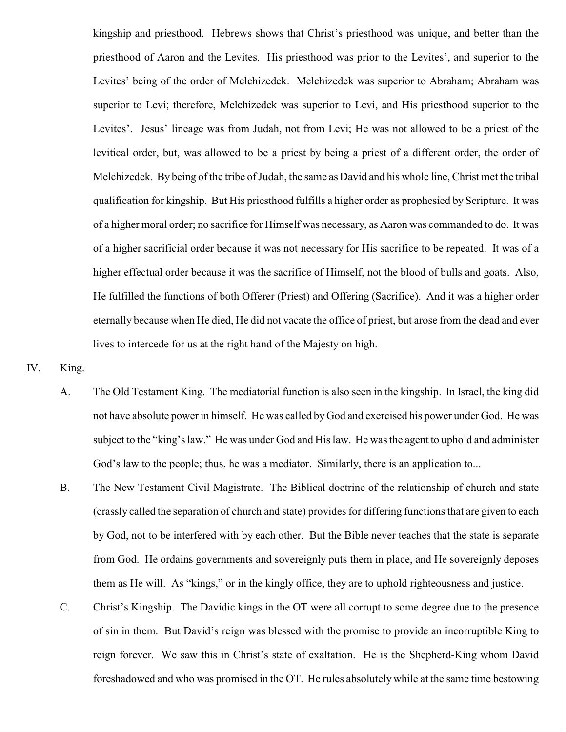kingship and priesthood. Hebrews shows that Christ's priesthood was unique, and better than the priesthood of Aaron and the Levites. His priesthood was prior to the Levites', and superior to the Levites' being of the order of Melchizedek. Melchizedek was superior to Abraham; Abraham was superior to Levi; therefore, Melchizedek was superior to Levi, and His priesthood superior to the Levites'. Jesus' lineage was from Judah, not from Levi; He was not allowed to be a priest of the levitical order, but, was allowed to be a priest by being a priest of a different order, the order of Melchizedek. By being of the tribe of Judah, the same as David and his whole line, Christ met the tribal qualification for kingship. But His priesthood fulfills a higher order as prophesied by Scripture. It was of a higher moral order; no sacrifice for Himself was necessary, as Aaron was commanded to do. It was of a higher sacrificial order because it was not necessary for His sacrifice to be repeated. It was of a higher effectual order because it was the sacrifice of Himself, not the blood of bulls and goats. Also, He fulfilled the functions of both Offerer (Priest) and Offering (Sacrifice). And it was a higher order eternally because when He died, He did not vacate the office of priest, but arose from the dead and ever lives to intercede for us at the right hand of the Majesty on high.

IV. King.

A. The Old Testament King. The mediatorial function is also seen in the kingship. In Israel, the king did not have absolute power in himself. He was called by God and exercised his power under God. He was subject to the "king's law." He was under God and His law. He was the agent to uphold and administer God's law to the people; thus, he was a mediator. Similarly, there is an application to...

B. The New Testament Civil Magistrate. The Biblical doctrine of the relationship of church and state (crassly called the separation of church and state) provides for differing functions that are given to each by God, not to be interfered with by each other. But the Bible never teaches that the state is separate from God. He ordains governments and sovereignly puts them in place, and He sovereignly deposes them as He will. As "kings," or in the kingly office, they are to uphold righteousness and justice.

C. Christ's Kingship. The Davidic kings in the OT were all corrupt to some degree due to the presence of sin in them. But David's reign was blessed with the promise to provide an incorruptible King to reign forever. We saw this in Christ's state of exaltation. He is the Shepherd-King whom David foreshadowed and who was promised in the OT. He rules absolutely while at the same time bestowing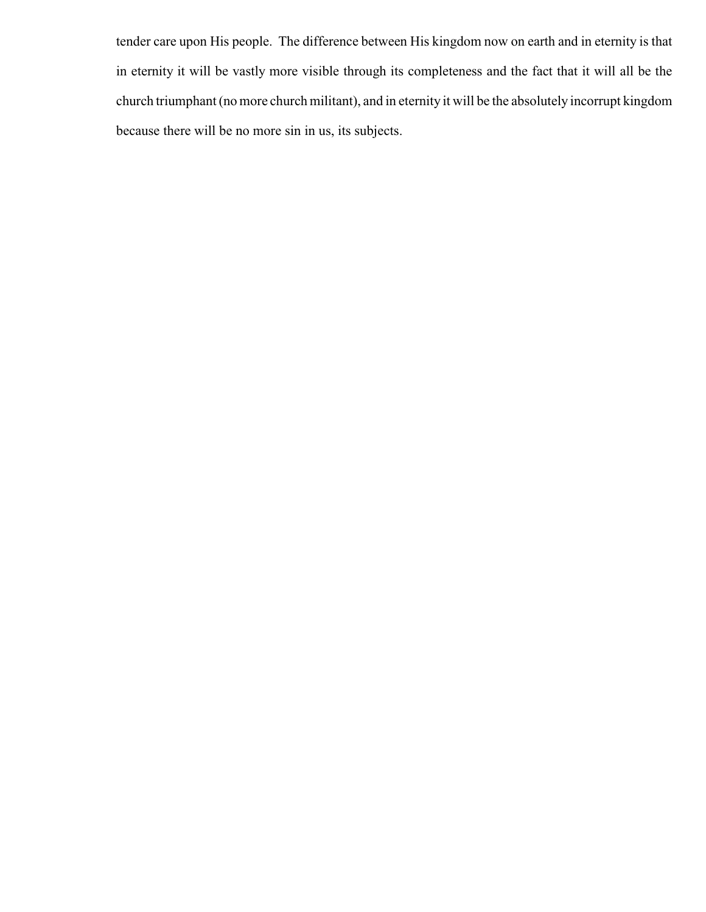tender care upon His people. The difference between His kingdom now on earth and in eternity is that in eternity it will be vastly more visible through its completeness and the fact that it will all be the church triumphant (no more church militant), and in eternity it will be the absolutely incorrupt kingdom because there will be no more sin in us, its subjects.